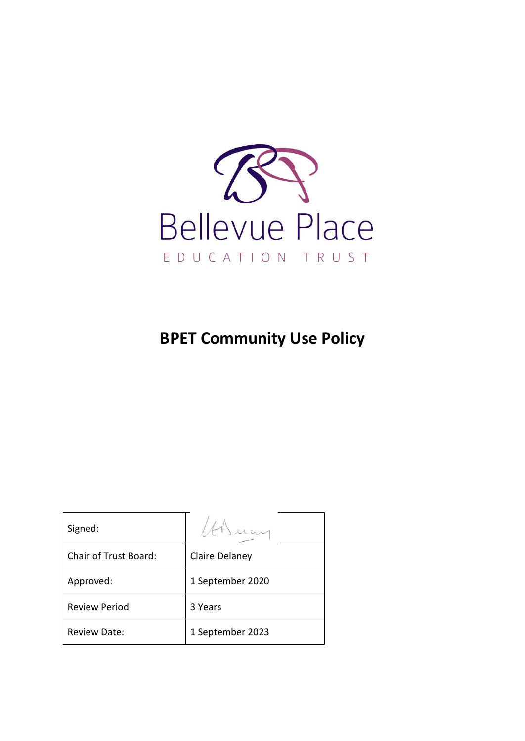Bellevue Place

EDUCATION TRUST

# BPET Community Use Policy

| Signed: | |
| --- | --- |
| Chair of Trust Board: | Claire Delaney |
| Approved: | 1 September 2020 |
| Review Period | 3 Years |
| Review Date: | 1 September 2023 |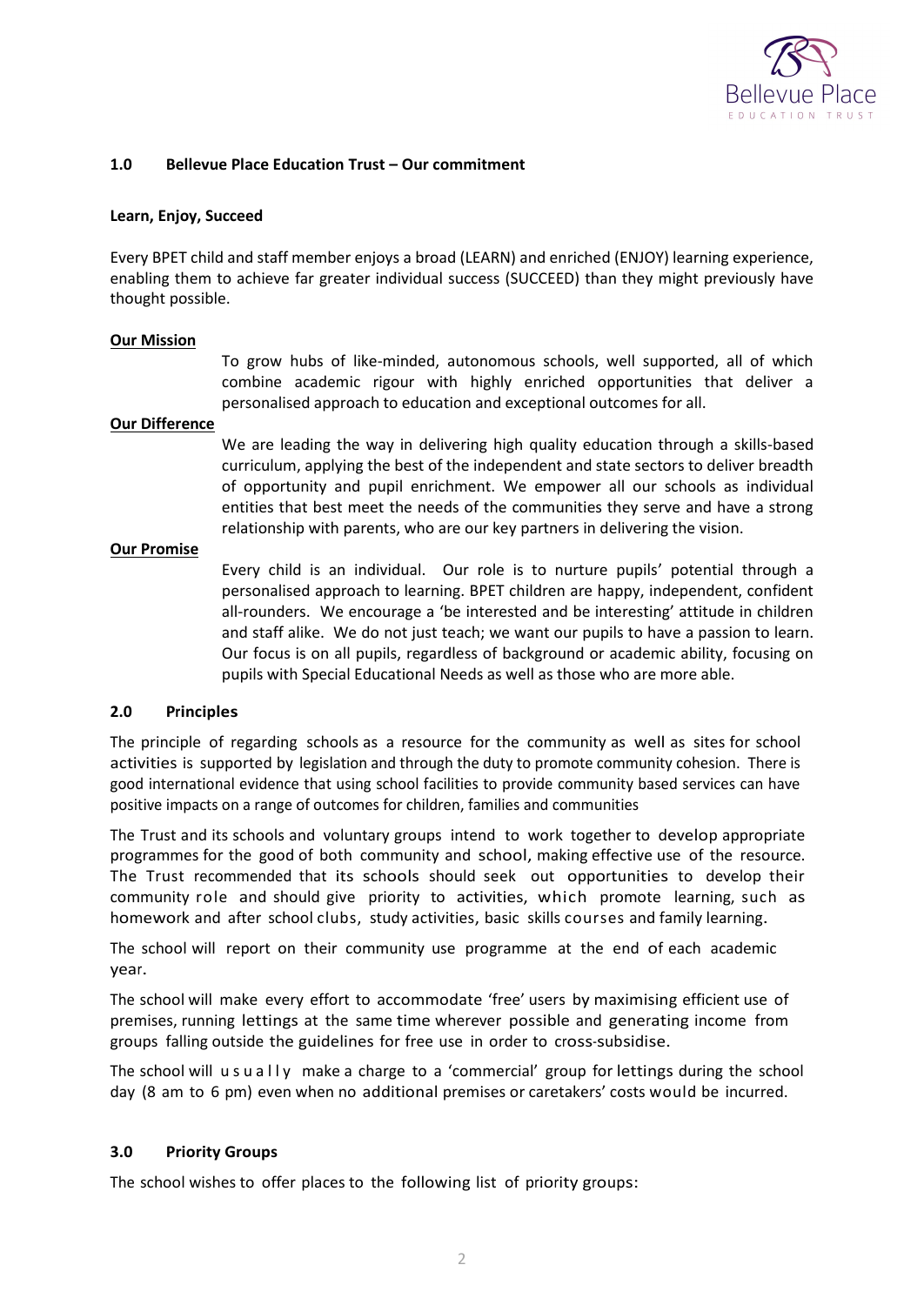## 1.0 Bellevue Place Education Trust – Our commitment

**Learn, Enjoy, Succeed**

Every BPET child and staff member enjoys a broad (LEARN) and enriched (ENJOY) learning experience, enabling them to achieve far greater individual success (SUCCEED) than they might previously have thought possible.

**Our Mission**

To grow hubs of like-minded, autonomous schools, well supported, all of which combine academic rigour with highly enriched opportunities that deliver a personalised approach to education and exceptional outcomes for all.

**Our Difference**

We are leading the way in delivering high quality education through a skills-based curriculum, applying the best of the independent and state sectors to deliver breadth of opportunity and pupil enrichment. We empower all our schools as individual entities that best meet the needs of the communities they serve and have a strong relationship with parents, who are our key partners in delivering the vision.

**Our Promise**

Every child is an individual. Our role is to nurture pupils' potential through a personalised approach to learning. BPET children are happy, independent, confident all-rounders. We encourage a 'be interested and be interesting' attitude in children and staff alike. We do not just teach; we want our pupils to have a passion to learn. Our focus is on all pupils, regardless of background or academic ability, focusing on pupils with Special Educational Needs as well as those who are more able.

## 2.0 Principles

The principle of regarding schools as a resource for the community as well as sites for school activities is supported by legislation and through the duty to promote community cohesion. There is good international evidence that using school facilities to provide community based services can have positive impacts on a range of outcomes for children, families and communities

The Trust and its schools and voluntary groups intend to work together to develop appropriate programmes for the good of both community and school, making effective use of the resource. The Trust recommended that its schools should seek out opportunities to develop their community role and should give priority to activities, which promote learning, such as homework and after school clubs, study activities, basic skills courses and family learning.

The school will report on their community use programme at the end of each academic year.

The school will make every effort to accommodate 'free' users by maximising efficient use of premises, running lettings at the same time wherever possible and generating income from groups falling outside the guidelines for free use in order to cross-subsidise.

The school will usually make a charge to a 'commercial' group for lettings during the school day (8 am to 6 pm) even when no additional premises or caretakers' costs would be incurred.

## 3.0 Priority Groups

The school wishes to offer places to the following list of priority groups: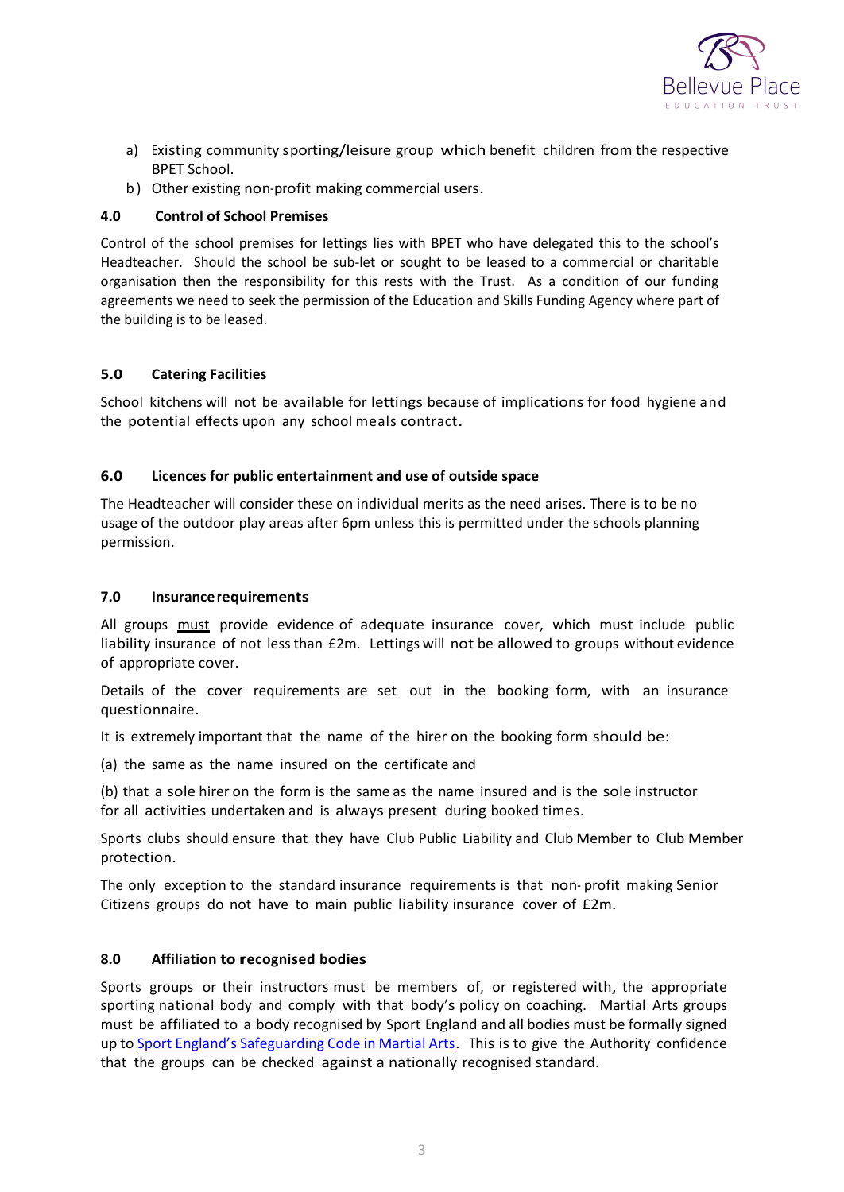a) Existing community sporting/leisure group which benefit children from the respective BPET School.
b) Other existing non-profit making commercial users.

### 4.0 Control of School Premises

Control of the school premises for lettings lies with BPET who have delegated this to the school's Headteacher. Should the school be sub-let or sought to be leased to a commercial or charitable organisation then the responsibility for this rests with the Trust. As a condition of our funding agreements we need to seek the permission of the Education and Skills Funding Agency where part of the building is to be leased.

### 5.0 Catering Facilities

School kitchens will not be available for lettings because of implications for food hygiene and the potential effects upon any school meals contract.

### 6.0 Licences for public entertainment and use of outside space

The Headteacher will consider these on individual merits as the need arises. There is to be no usage of the outdoor play areas after 6pm unless this is permitted under the schools planning permission.

### 7.0 Insurance requirements

All groups must provide evidence of adequate insurance cover, which must include public liability insurance of not less than £2m. Lettings will not be allowed to groups without evidence of appropriate cover.

Details of the cover requirements are set out in the booking form, with an insurance questionnaire.

It is extremely important that the name of the hirer on the booking form should be:

(a) the same as the name insured on the certificate and

(b) that a sole hirer on the form is the same as the name insured and is the sole instructor for all activities undertaken and is always present during booked times.

Sports clubs should ensure that they have Club Public Liability and Club Member to Club Member protection.

The only exception to the standard insurance requirements is that non- profit making Senior Citizens groups do not have to main public liability insurance cover of £2m.

### 8.0 Affiliation to recognised bodies

Sports groups or their instructors must be members of, or registered with, the appropriate sporting national body and comply with that body's policy on coaching. Martial Arts groups must be affiliated to a body recognised by Sport England and all bodies must be formally signed up to Sport England's Safeguarding Code in Martial Arts. This is to give the Authority confidence that the groups can be checked against a nationally recognised standard.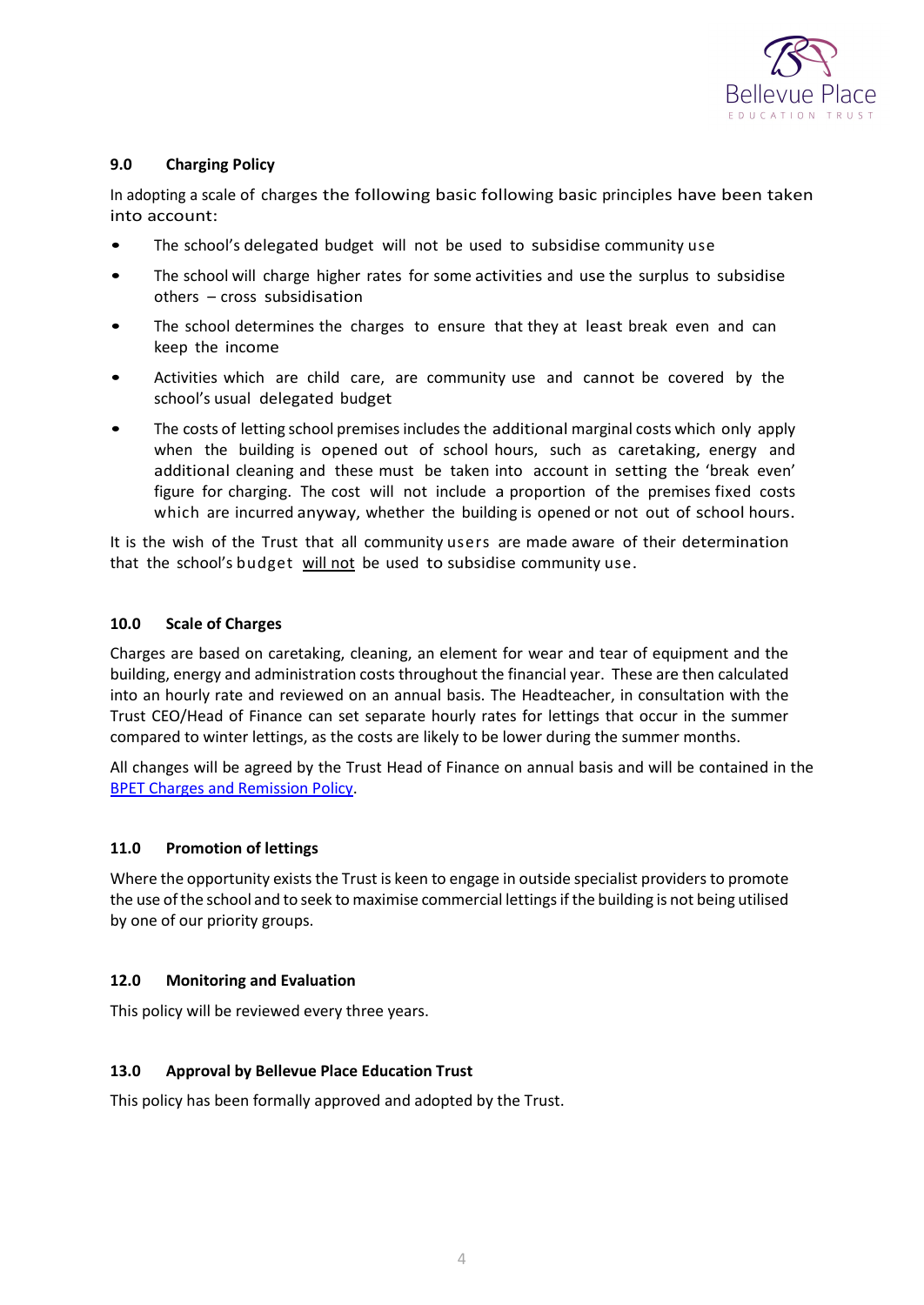## 9.0 Charging Policy

In adopting a scale of charges the following basic following basic principles have been taken into account:

- The school's delegated budget will not be used to subsidise community use
- The school will charge higher rates for some activities and use the surplus to subsidise others – cross subsidisation
- The school determines the charges to ensure that they at least break even and can keep the income
- Activities which are child care, are community use and cannot be covered by the school's usual delegated budget
- The costs of letting school premises includes the additional marginal costs which only apply when the building is opened out of school hours, such as caretaking, energy and additional cleaning and these must be taken into account in setting the 'break even' figure for charging. The cost will not include a proportion of the premises fixed costs which are incurred anyway, whether the building is opened or not out of school hours.

It is the wish of the Trust that all community users are made aware of their determination that the school's budget <u>will not</u> be used to subsidise community use.

## 10.0 Scale of Charges

Charges are based on caretaking, cleaning, an element for wear and tear of equipment and the building, energy and administration costs throughout the financial year. These are then calculated into an hourly rate and reviewed on an annual basis. The Headteacher, in consultation with the Trust CEO/Head of Finance can set separate hourly rates for lettings that occur in the summer compared to winter lettings, as the costs are likely to be lower during the summer months.

All changes will be agreed by the Trust Head of Finance on annual basis and will be contained in the BPET Charges and Remission Policy.

## 11.0 Promotion of lettings

Where the opportunity exists the Trust is keen to engage in outside specialist providers to promote the use of the school and to seek to maximise commercial lettings if the building is not being utilised by one of our priority groups.

## 12.0 Monitoring and Evaluation

This policy will be reviewed every three years.

## 13.0 Approval by Bellevue Place Education Trust

This policy has been formally approved and adopted by the Trust.